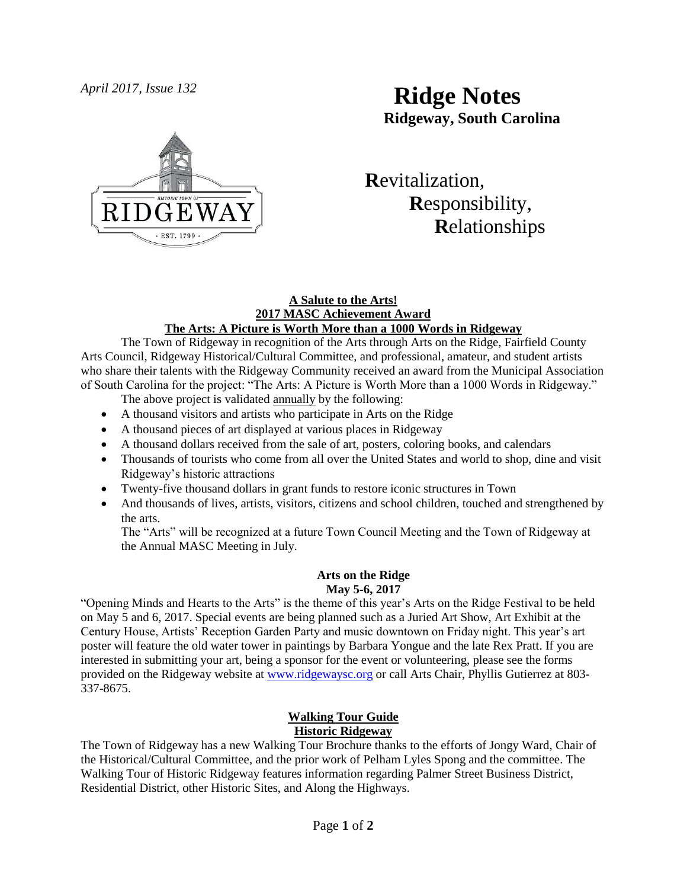*April 2017, Issue 132*

# Ridge Notes

**Ridgeway, South Carolina**

**R**evitalization,
**R**esponsibility,
**R**elationships

## A Salute to the Arts!
## 2017 MASC Achievement Award
## The Arts: A Picture is Worth More than a 1000 Words in Ridgeway

The Town of Ridgeway in recognition of the Arts through Arts on the Ridge, Fairfield County Arts Council, Ridgeway Historical/Cultural Committee, and professional, amateur, and student artists who share their talents with the Ridgeway Community received an award from the Municipal Association of South Carolina for the project: "The Arts: A Picture is Worth More than a 1000 Words in Ridgeway."

The above project is validated annually by the following:

- A thousand visitors and artists who participate in Arts on the Ridge
- A thousand pieces of art displayed at various places in Ridgeway
- A thousand dollars received from the sale of art, posters, coloring books, and calendars
- Thousands of tourists who come from all over the United States and world to shop, dine and visit Ridgeway's historic attractions
- Twenty-five thousand dollars in grant funds to restore iconic structures in Town
- And thousands of lives, artists, visitors, citizens and school children, touched and strengthened by the arts.

The "Arts" will be recognized at a future Town Council Meeting and the Town of Ridgeway at the Annual MASC Meeting in July.

## Arts on the Ridge
## May 5-6, 2017

"Opening Minds and Hearts to the Arts" is the theme of this year's Arts on the Ridge Festival to be held on May 5 and 6, 2017. Special events are being planned such as a Juried Art Show, Art Exhibit at the Century House, Artists' Reception Garden Party and music downtown on Friday night. This year's art poster will feature the old water tower in paintings by Barbara Yongue and the late Rex Pratt. If you are interested in submitting your art, being a sponsor for the event or volunteering, please see the forms provided on the Ridgeway website at www.ridgewaysc.org or call Arts Chair, Phyllis Gutierrez at 803-337-8675.

## Walking Tour Guide
## Historic Ridgeway

The Town of Ridgeway has a new Walking Tour Brochure thanks to the efforts of Jongy Ward, Chair of the Historical/Cultural Committee, and the prior work of Pelham Lyles Spong and the committee. The Walking Tour of Historic Ridgeway features information regarding Palmer Street Business District, Residential District, other Historic Sites, and Along the Highways.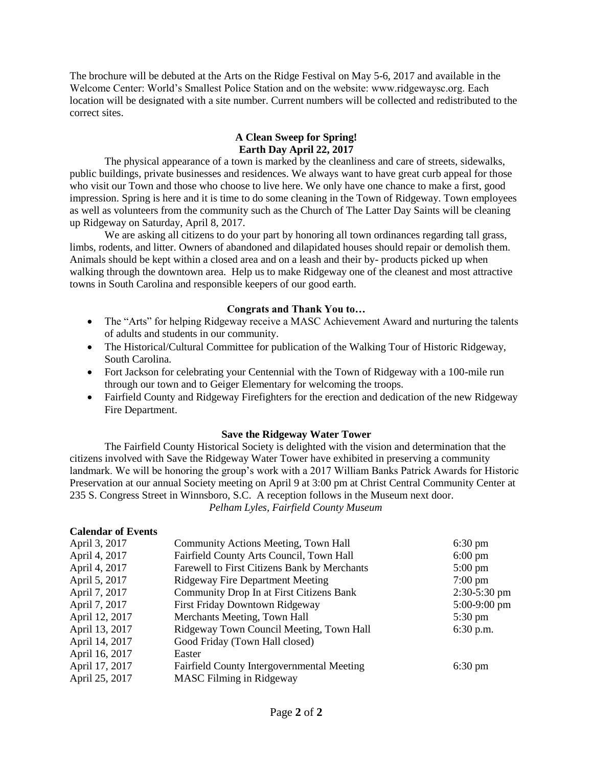The brochure will be debuted at the Arts on the Ridge Festival on May 5-6, 2017 and available in the Welcome Center: World's Smallest Police Station and on the website: www.ridgewaysc.org. Each location will be designated with a site number. Current numbers will be collected and redistributed to the correct sites.

**A Clean Sweep for Spring!**
**Earth Day April 22, 2017**

The physical appearance of a town is marked by the cleanliness and care of streets, sidewalks, public buildings, private businesses and residences. We always want to have great curb appeal for those who visit our Town and those who choose to live here. We only have one chance to make a first, good impression. Spring is here and it is time to do some cleaning in the Town of Ridgeway. Town employees as well as volunteers from the community such as the Church of The Latter Day Saints will be cleaning up Ridgeway on Saturday, April 8, 2017.

We are asking all citizens to do your part by honoring all town ordinances regarding tall grass, limbs, rodents, and litter. Owners of abandoned and dilapidated houses should repair or demolish them. Animals should be kept within a closed area and on a leash and their by- products picked up when walking through the downtown area. Help us to make Ridgeway one of the cleanest and most attractive towns in South Carolina and responsible keepers of our good earth.

**Congrats and Thank You to…**

- The "Arts" for helping Ridgeway receive a MASC Achievement Award and nurturing the talents of adults and students in our community.
- The Historical/Cultural Committee for publication of the Walking Tour of Historic Ridgeway, South Carolina.
- Fort Jackson for celebrating your Centennial with the Town of Ridgeway with a 100-mile run through our town and to Geiger Elementary for welcoming the troops.
- Fairfield County and Ridgeway Firefighters for the erection and dedication of the new Ridgeway Fire Department.

**Save the Ridgeway Water Tower**

The Fairfield County Historical Society is delighted with the vision and determination that the citizens involved with Save the Ridgeway Water Tower have exhibited in preserving a community landmark. We will be honoring the group's work with a 2017 William Banks Patrick Awards for Historic Preservation at our annual Society meeting on April 9 at 3:00 pm at Christ Central Community Center at 235 S. Congress Street in Winnsboro, S.C. A reception follows in the Museum next door.

*Pelham Lyles, Fairfield County Museum*

**Calendar of Events**

| | | |
|---|---|---|
| April 3, 2017 | Community Actions Meeting, Town Hall | 6:30 pm |
| April 4, 2017 | Fairfield County Arts Council, Town Hall | 6:00 pm |
| April 4, 2017 | Farewell to First Citizens Bank by Merchants | 5:00 pm |
| April 5, 2017 | Ridgeway Fire Department Meeting | 7:00 pm |
| April 7, 2017 | Community Drop In at First Citizens Bank | 2:30-5:30 pm |
| April 7, 2017 | First Friday Downtown Ridgeway | 5:00-9:00 pm |
| April 12, 2017 | Merchants Meeting, Town Hall | 5:30 pm |
| April 13, 2017 | Ridgeway Town Council Meeting, Town Hall | 6:30 p.m. |
| April 14, 2017 | Good Friday (Town Hall closed) | |
| April 16, 2017 | Easter | |
| April 17, 2017 | Fairfield County Intergovernmental Meeting | 6:30 pm |
| April 25, 2017 | MASC Filming in Ridgeway | |